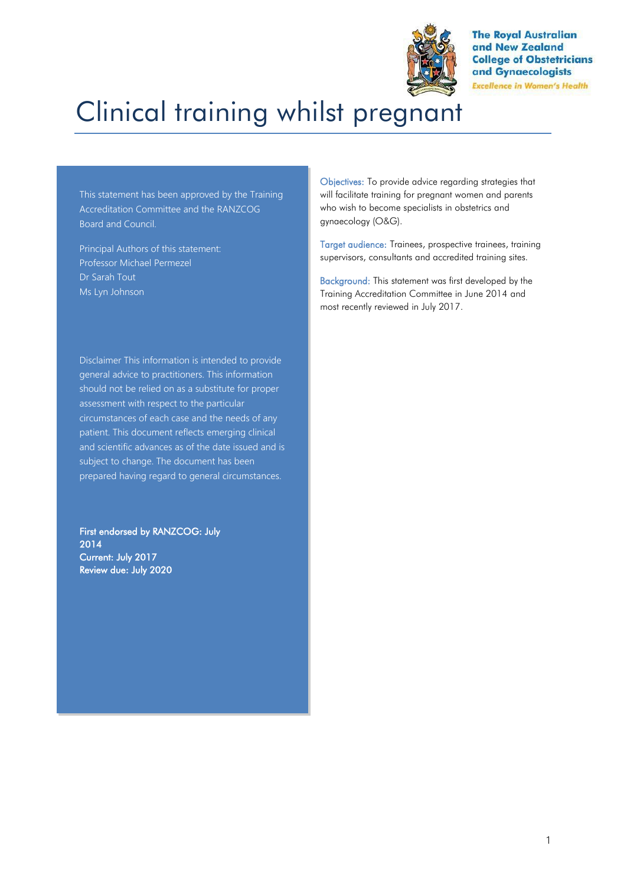The Royal Australian and New Zealand College of Obstetricians and Gynaecologists

*Excellence in Women's Health*

# Clinical training whilst pregnant

This statement has been approved by the Training Accreditation Committee and the RANZCOG Board and Council.

Principal Authors of this statement:
Professor Michael Permezel
Dr Sarah Tout
Ms Lyn Johnson

Disclaimer This information is intended to provide general advice to practitioners. This information should not be relied on as a substitute for proper assessment with respect to the particular circumstances of each case and the needs of any patient. This document reflects emerging clinical and scientific advances as of the date issued and is subject to change. The document has been prepared having regard to general circumstances.

**First endorsed by RANZCOG: July 2014**
**Current: July 2017**
**Review due: July 2020**

Objectives: To provide advice regarding strategies that will facilitate training for pregnant women and parents who wish to become specialists in obstetrics and gynaecology (O&G).

Target audience: Trainees, prospective trainees, training supervisors, consultants and accredited training sites.

Background: This statement was first developed by the Training Accreditation Committee in June 2014 and most recently reviewed in July 2017.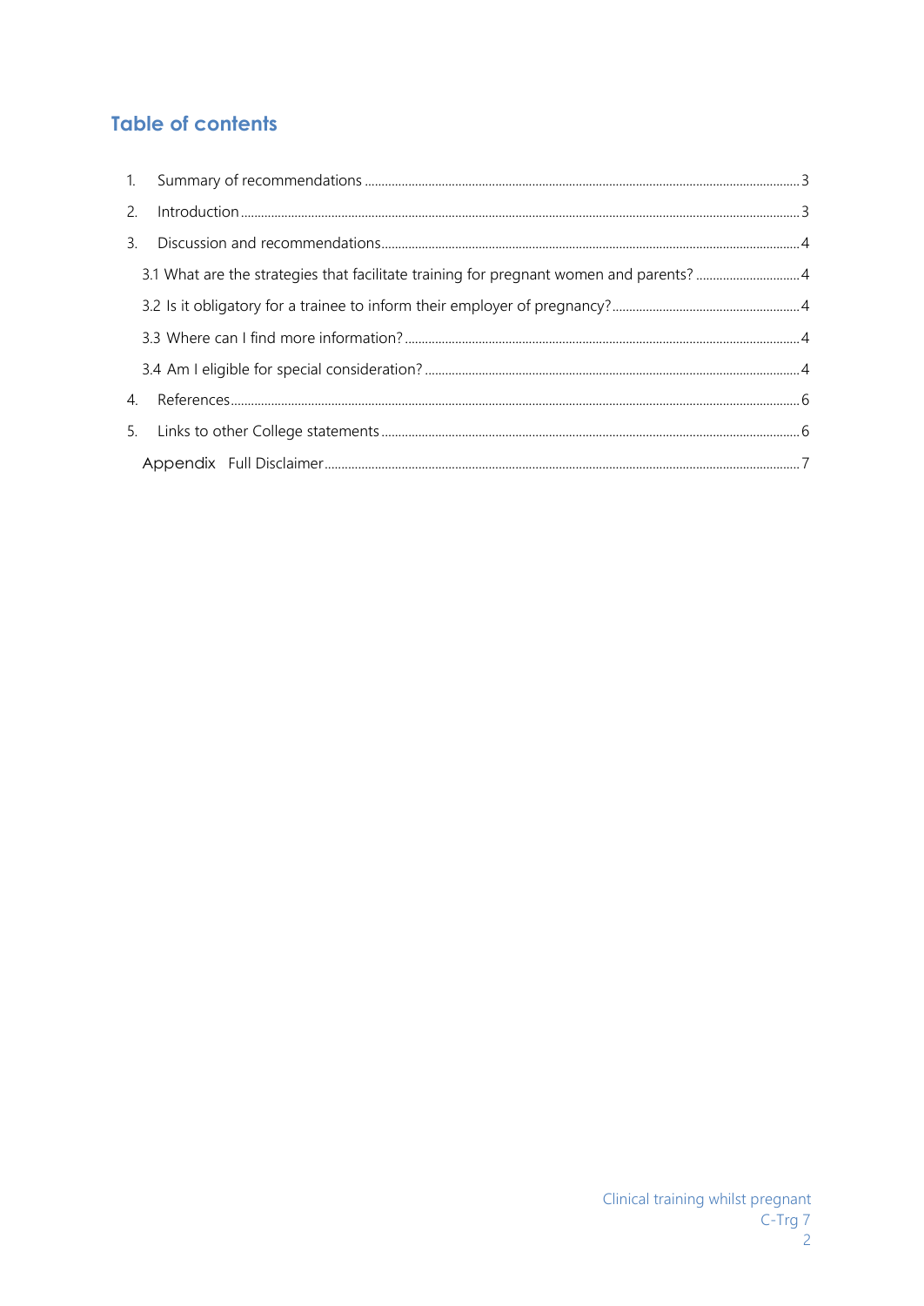## Table of contents

1. Summary of recommendations ........ 3
2. Introduction ........ 3
3. Discussion and recommendations ........ 4
   - 3.1 What are the strategies that facilitate training for pregnant women and parents? ........ 4
   - 3.2 Is it obligatory for a trainee to inform their employer of pregnancy? ........ 4
   - 3.3 Where can I find more information? ........ 4
   - 3.4 Am I eligible for special consideration? ........ 4
4. References ........ 6
5. Links to other College statements ........ 6

Appendix Full Disclaimer ........ 7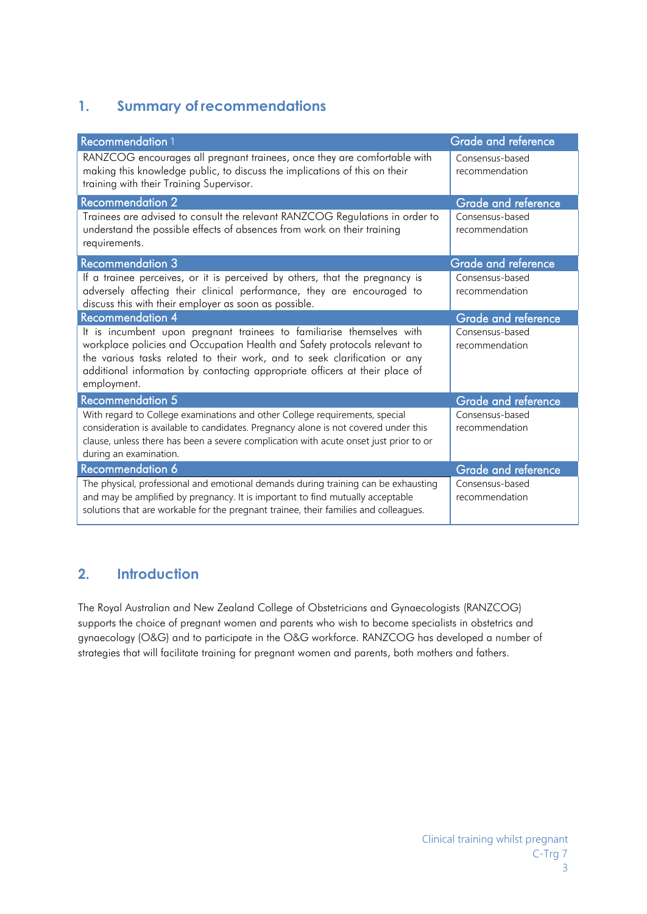## 1. Summary of recommendations

| Recommendation 1 | Grade and reference |
|---|---|
| RANZCOG encourages all pregnant trainees, once they are comfortable with making this knowledge public, to discuss the implications of this on their training with their Training Supervisor. | Consensus-based recommendation |
| **Recommendation 2** | **Grade and reference** |
| Trainees are advised to consult the relevant RANZCOG Regulations in order to understand the possible effects of absences from work on their training requirements. | Consensus-based recommendation |
| **Recommendation 3** | **Grade and reference** |
| If a trainee perceives, or it is perceived by others, that the pregnancy is adversely affecting their clinical performance, they are encouraged to discuss this with their employer as soon as possible. | Consensus-based recommendation |
| **Recommendation 4** | **Grade and reference** |
| It is incumbent upon pregnant trainees to familiarise themselves with workplace policies and Occupation Health and Safety protocols relevant to the various tasks related to their work, and to seek clarification or any additional information by contacting appropriate officers at their place of employment. | Consensus-based recommendation |
| **Recommendation 5** | **Grade and reference** |
| With regard to College examinations and other College requirements, special consideration is available to candidates. Pregnancy alone is not covered under this clause, unless there has been a severe complication with acute onset just prior to or during an examination. | Consensus-based recommendation |
| **Recommendation 6** | **Grade and reference** |
| The physical, professional and emotional demands during training can be exhausting and may be amplified by pregnancy. It is important to find mutually acceptable solutions that are workable for the pregnant trainee, their families and colleagues. | Consensus-based recommendation |

## 2. Introduction

The Royal Australian and New Zealand College of Obstetricians and Gynaecologists (RANZCOG) supports the choice of pregnant women and parents who wish to become specialists in obstetrics and gynaecology (O&G) and to participate in the O&G workforce. RANZCOG has developed a number of strategies that will facilitate training for pregnant women and parents, both mothers and fathers.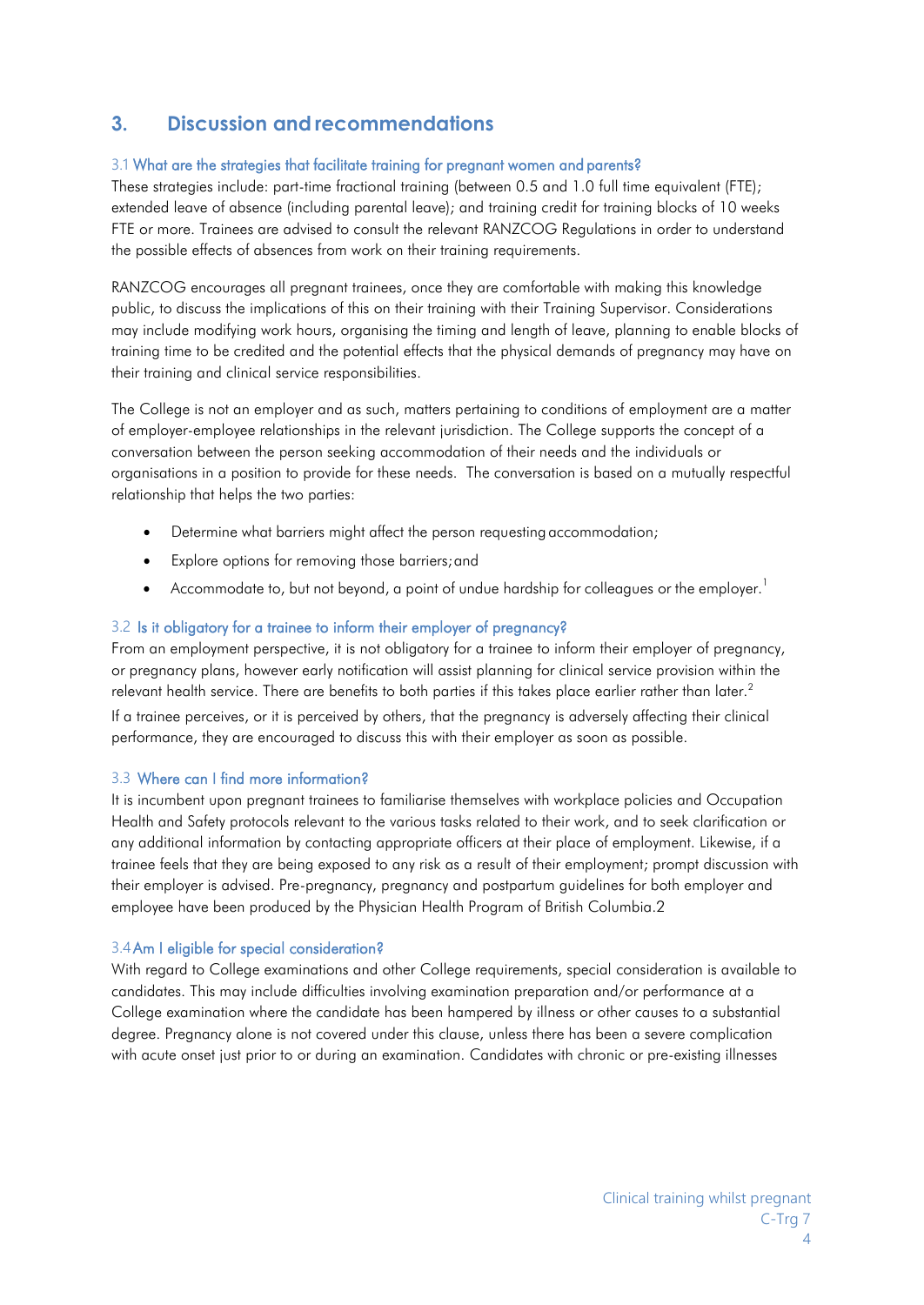## 3. Discussion and recommendations

### 3.1 What are the strategies that facilitate training for pregnant women and parents?

These strategies include: part-time fractional training (between 0.5 and 1.0 full time equivalent (FTE); extended leave of absence (including parental leave); and training credit for training blocks of 10 weeks FTE or more. Trainees are advised to consult the relevant RANZCOG Regulations in order to understand the possible effects of absences from work on their training requirements.

RANZCOG encourages all pregnant trainees, once they are comfortable with making this knowledge public, to discuss the implications of this on their training with their Training Supervisor. Considerations may include modifying work hours, organising the timing and length of leave, planning to enable blocks of training time to be credited and the potential effects that the physical demands of pregnancy may have on their training and clinical service responsibilities.

The College is not an employer and as such, matters pertaining to conditions of employment are a matter of employer-employee relationships in the relevant jurisdiction. The College supports the concept of a conversation between the person seeking accommodation of their needs and the individuals or organisations in a position to provide for these needs. The conversation is based on a mutually respectful relationship that helps the two parties:

- Determine what barriers might affect the person requesting accommodation;
- Explore options for removing those barriers; and
- Accommodate to, but not beyond, a point of undue hardship for colleagues or the employer.[1]

### 3.2 Is it obligatory for a trainee to inform their employer of pregnancy?

From an employment perspective, it is not obligatory for a trainee to inform their employer of pregnancy, or pregnancy plans, however early notification will assist planning for clinical service provision within the relevant health service. There are benefits to both parties if this takes place earlier rather than later.[2]

If a trainee perceives, or it is perceived by others, that the pregnancy is adversely affecting their clinical performance, they are encouraged to discuss this with their employer as soon as possible.

### 3.3 Where can I find more information?

It is incumbent upon pregnant trainees to familiarise themselves with workplace policies and Occupation Health and Safety protocols relevant to the various tasks related to their work, and to seek clarification or any additional information by contacting appropriate officers at their place of employment. Likewise, if a trainee feels that they are being exposed to any risk as a result of their employment; prompt discussion with their employer is advised. Pre-pregnancy, pregnancy and postpartum guidelines for both employer and employee have been produced by the Physician Health Program of British Columbia.2

### 3.4 Am I eligible for special consideration?

With regard to College examinations and other College requirements, special consideration is available to candidates. This may include difficulties involving examination preparation and/or performance at a College examination where the candidate has been hampered by illness or other causes to a substantial degree. Pregnancy alone is not covered under this clause, unless there has been a severe complication with acute onset just prior to or during an examination. Candidates with chronic or pre-existing illnesses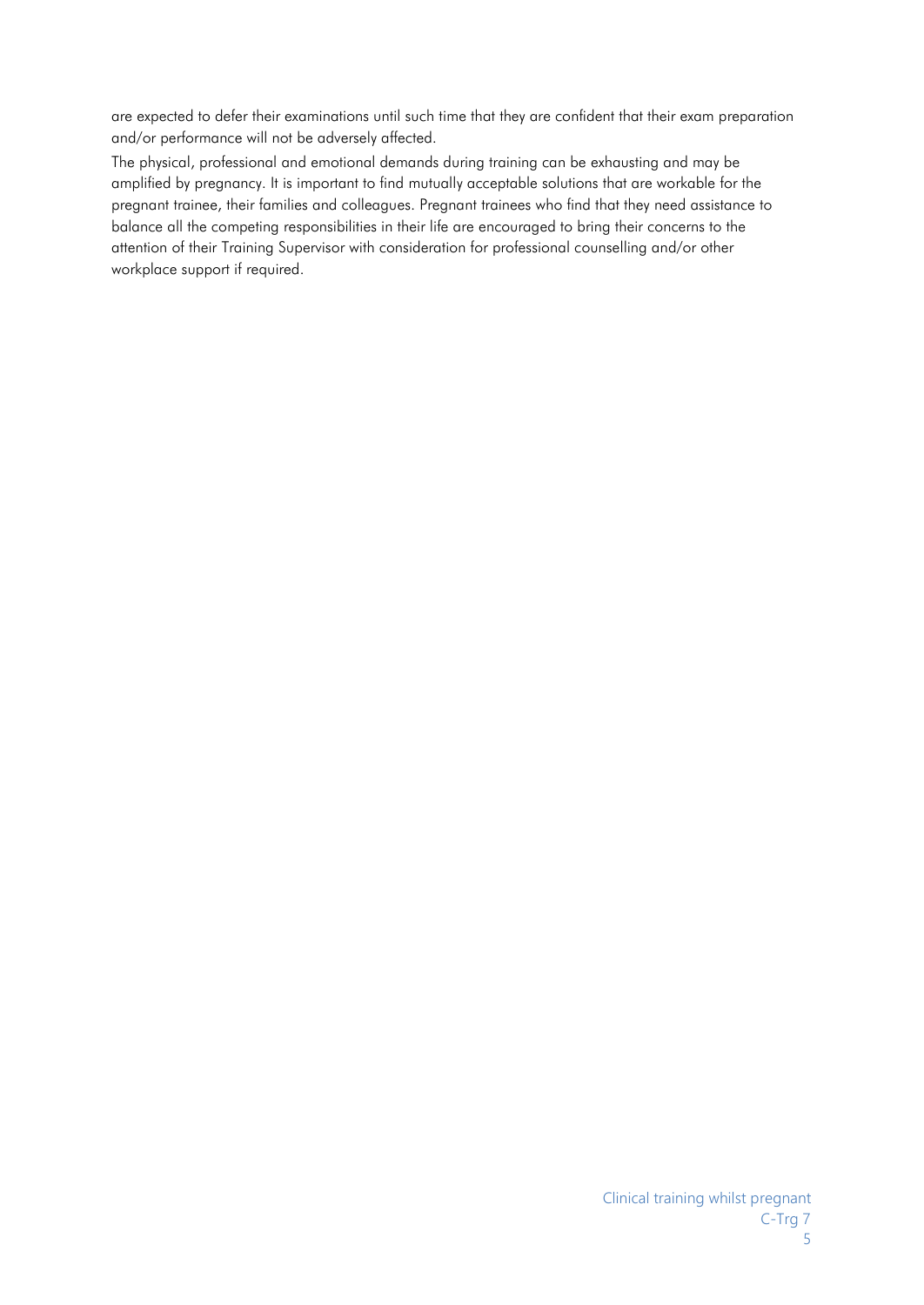are expected to defer their examinations until such time that they are confident that their exam preparation and/or performance will not be adversely affected.

The physical, professional and emotional demands during training can be exhausting and may be amplified by pregnancy. It is important to find mutually acceptable solutions that are workable for the pregnant trainee, their families and colleagues. Pregnant trainees who find that they need assistance to balance all the competing responsibilities in their life are encouraged to bring their concerns to the attention of their Training Supervisor with consideration for professional counselling and/or other workplace support if required.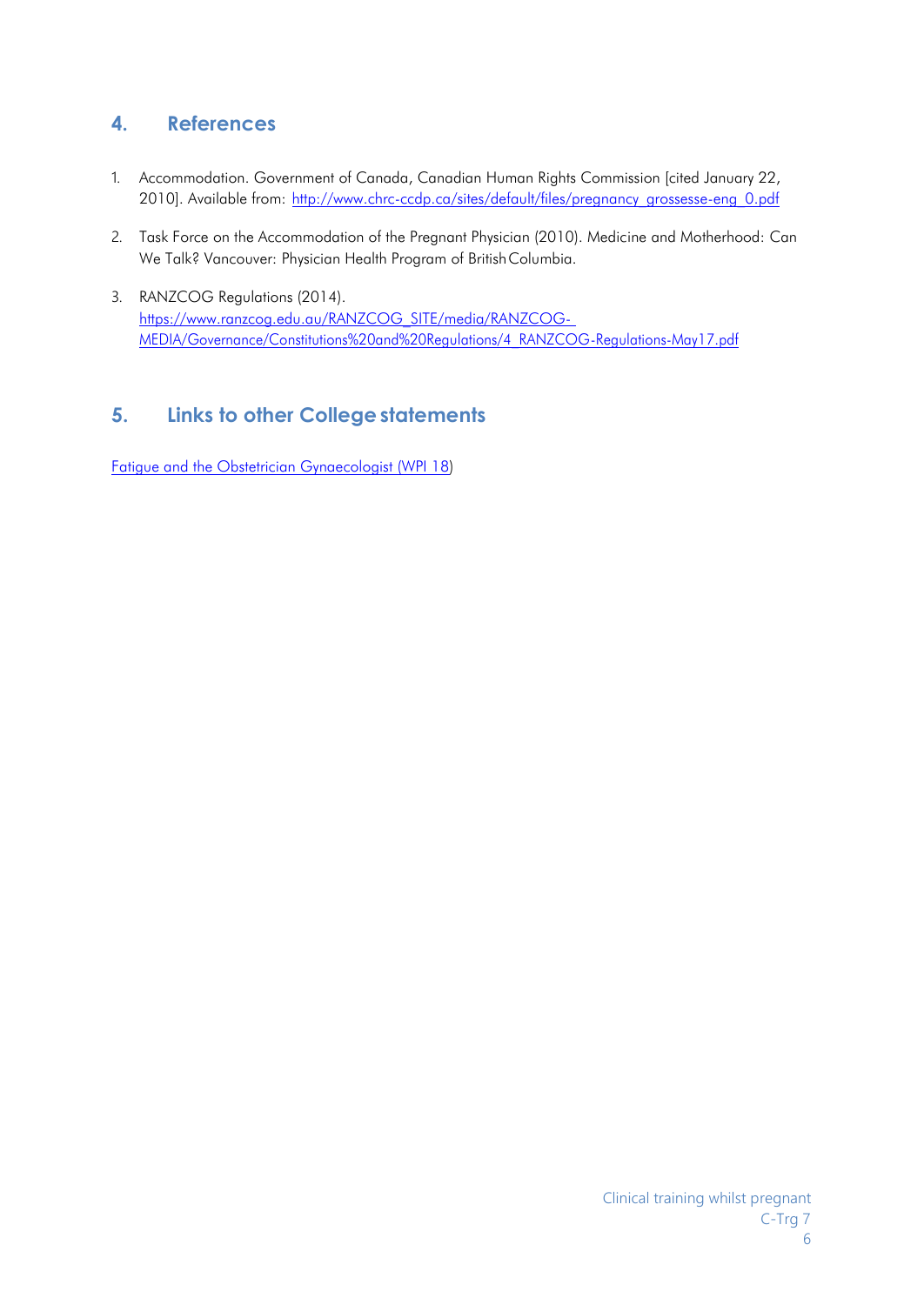## 4. References

1. Accommodation. Government of Canada, Canadian Human Rights Commission [cited January 22, 2010]. Available from: http://www.chrc-ccdp.ca/sites/default/files/pregnancy_grossesse-eng_0.pdf
2. Task Force on the Accommodation of the Pregnant Physician (2010). Medicine and Motherhood: Can We Talk? Vancouver: Physician Health Program of British Columbia.
3. RANZCOG Regulations (2014). https://www.ranzcog.edu.au/RANZCOG_SITE/media/RANZCOG-MEDIA/Governance/Constitutions%20and%20Regulations/4_RANZCOG-Regulations-May17.pdf

## 5. Links to other College statements

Fatigue and the Obstetrician Gynaecologist (WPI 18)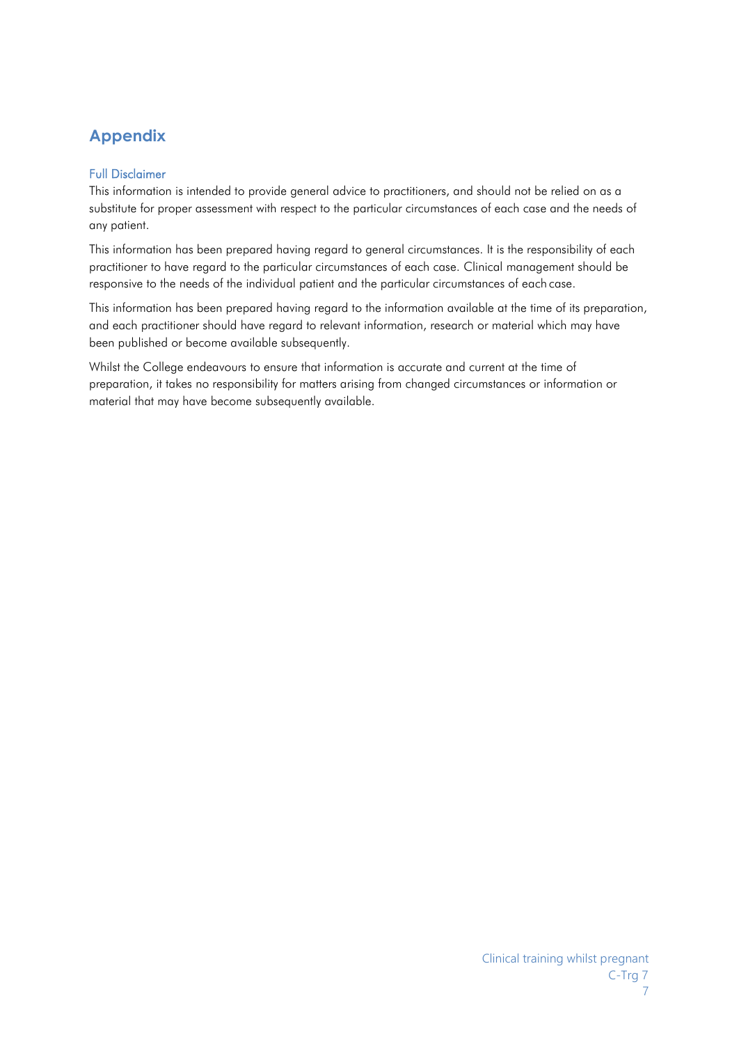## Appendix

### Full Disclaimer

This information is intended to provide general advice to practitioners, and should not be relied on as a substitute for proper assessment with respect to the particular circumstances of each case and the needs of any patient.

This information has been prepared having regard to general circumstances. It is the responsibility of each practitioner to have regard to the particular circumstances of each case. Clinical management should be responsive to the needs of the individual patient and the particular circumstances of each case.

This information has been prepared having regard to the information available at the time of its preparation, and each practitioner should have regard to relevant information, research or material which may have been published or become available subsequently.

Whilst the College endeavours to ensure that information is accurate and current at the time of preparation, it takes no responsibility for matters arising from changed circumstances or information or material that may have become subsequently available.